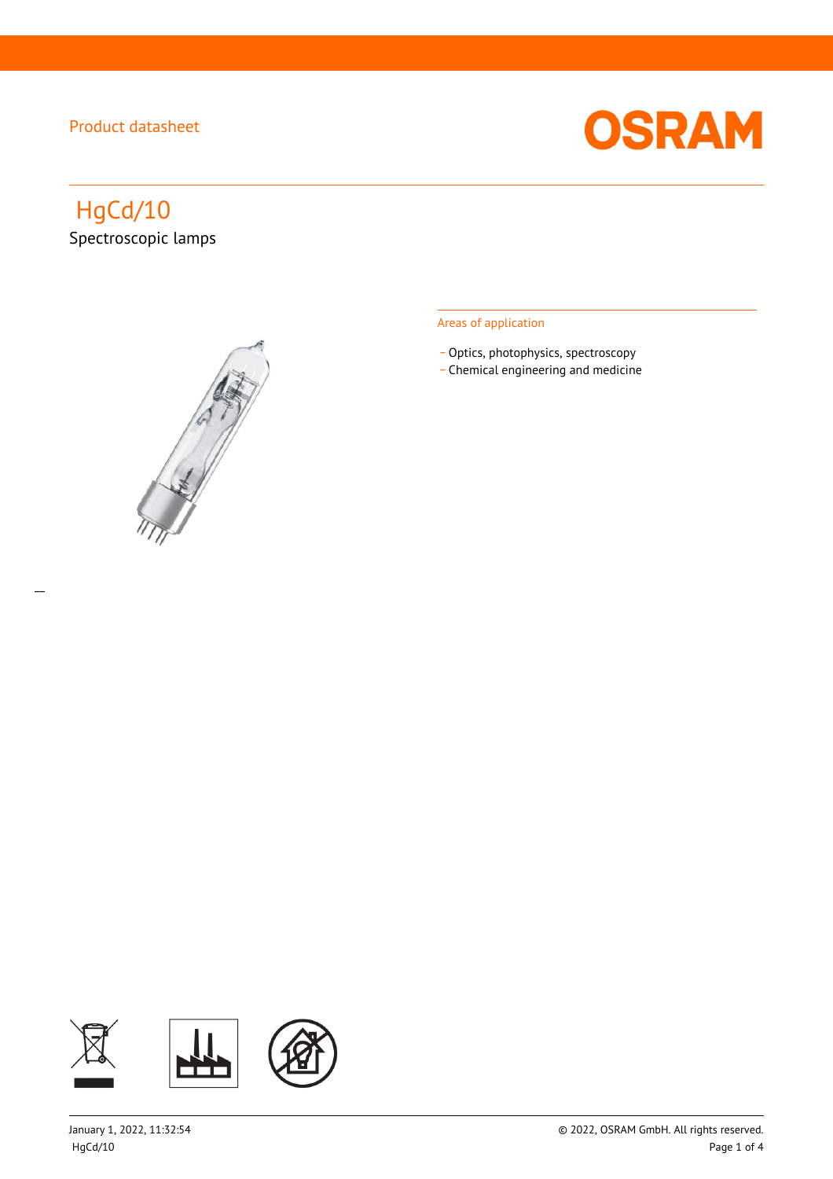Product datasheet

# HgCd/10

## Spectroscopic lamps

### Areas of application

- Optics, photophysics, spectroscopy
- Chemical engineering and medicine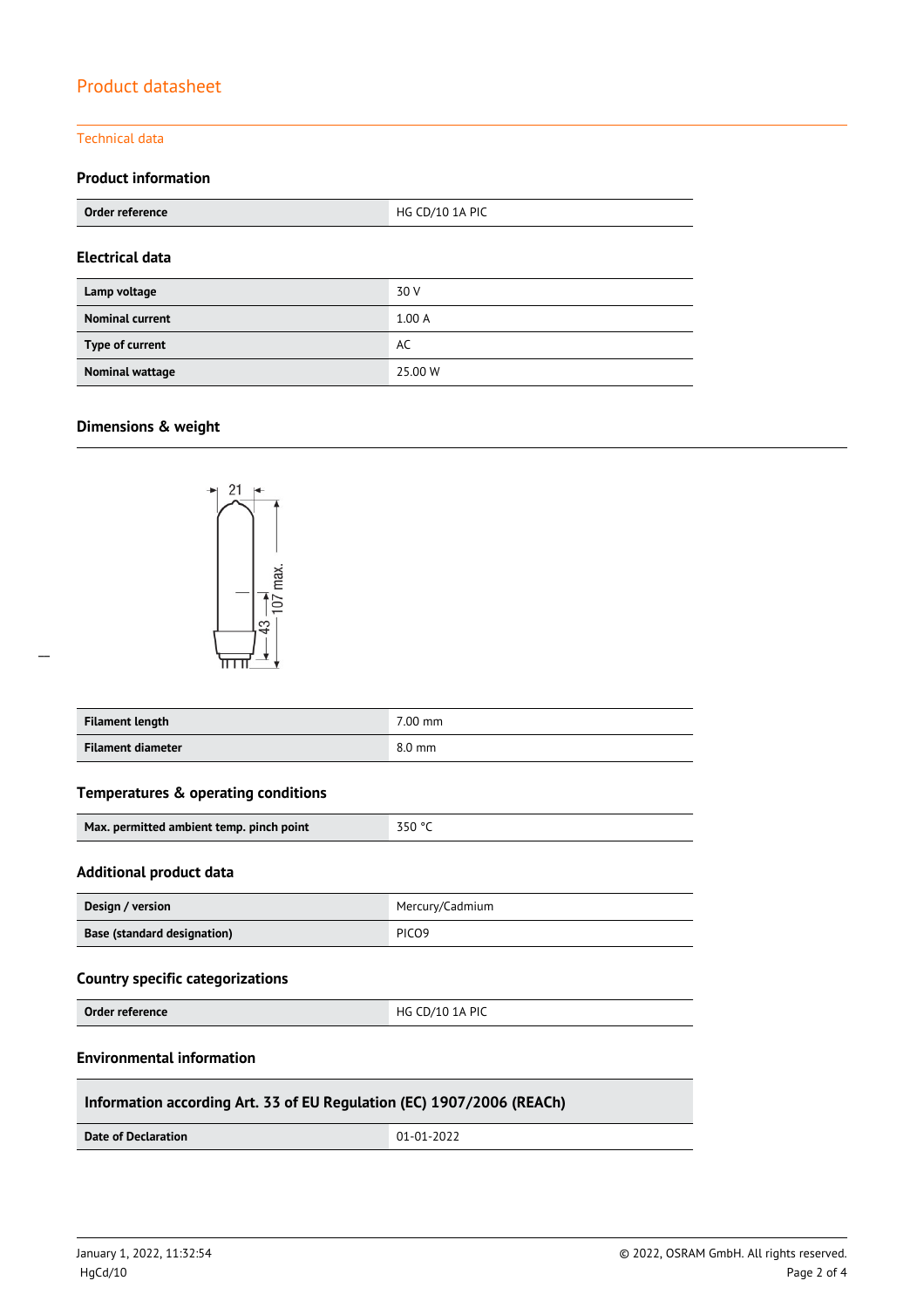# Product datasheet

## Technical data

### Product information

| | |
|---|---|
| **Order reference** | HG CD/10 1A PIC |

### Electrical data

| | |
|---|---|
| **Lamp voltage** | 30 V |
| **Nominal current** | 1.00 A |
| **Type of current** | AC |
| **Nominal wattage** | 25.00 W |

### Dimensions & weight

| | |
|---|---|
| **Filament length** | 7.00 mm |
| **Filament diameter** | 8.0 mm |

### Temperatures & operating conditions

| | |
|---|---|
| **Max. permitted ambient temp. pinch point** | 350 °C |

### Additional product data

| | |
|---|---|
| **Design / version** | Mercury/Cadmium |
| **Base (standard designation)** | PICO9 |

### Country specific categorizations

| | |
|---|---|
| **Order reference** | HG CD/10 1A PIC |

### Environmental information

| Information according Art. 33 of EU Regulation (EC) 1907/2006 (REACh) | |
|---|---|
| **Date of Declaration** | 01-01-2022 |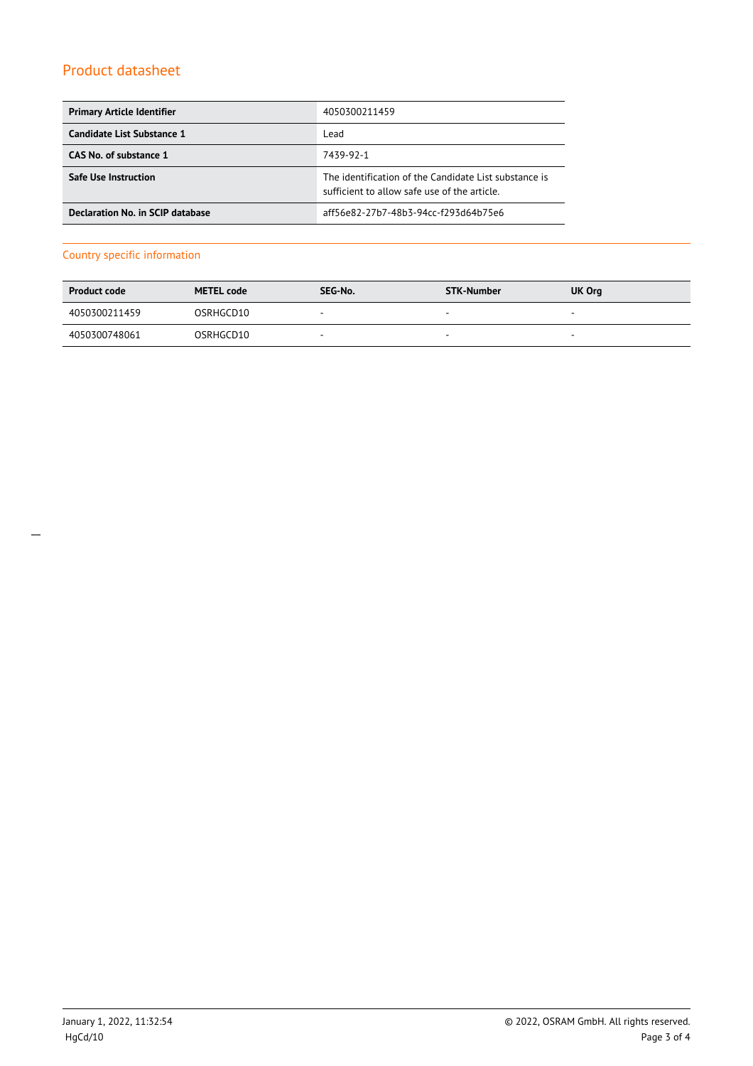## Product datasheet

| Primary Article Identifier | 4050300211459 |
| --- | --- |
| Candidate List Substance 1 | Lead |
| CAS No. of substance 1 | 7439-92-1 |
| Safe Use Instruction | The identification of the Candidate List substance is sufficient to allow safe use of the article. |
| Declaration No. in SCIP database | aff56e82-27b7-48b3-94cc-f293d64b75e6 |

### Country specific information

| Product code | METEL code | SEG-No. | STK-Number | UK Org |
| --- | --- | --- | --- | --- |
| 4050300211459 | OSRHGCD10 | - | - | - |
| 4050300748061 | OSRHGCD10 | - | - | - |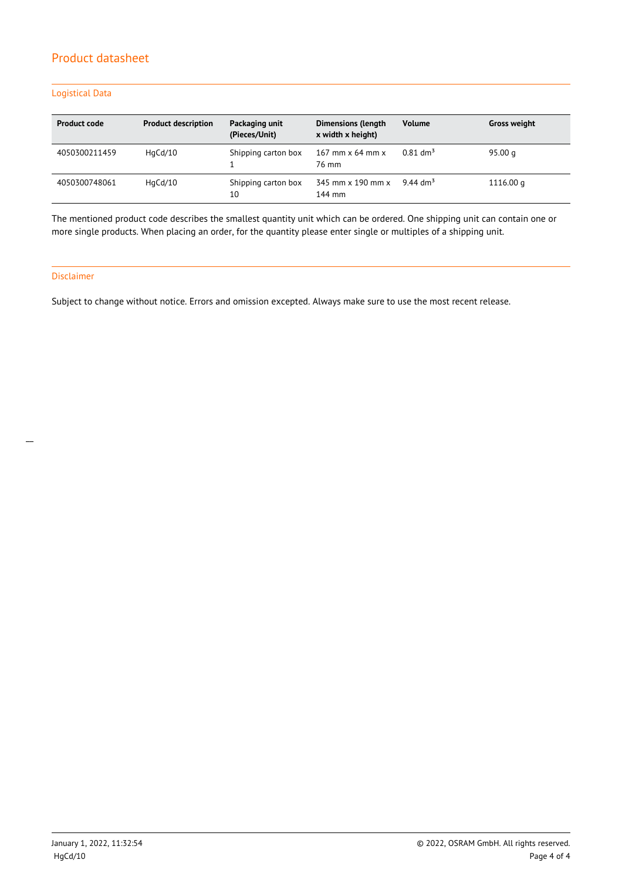## Logistical Data

| Product code | Product description | Packaging unit (Pieces/Unit) | Dimensions (length x width x height) | Volume | Gross weight |
|---|---|---|---|---|---|
| 4050300211459 | HgCd/10 | Shipping carton box 1 | 167 mm x 64 mm x 76 mm | 0.81 $dm^3$ | 95.00 g |
| 4050300748061 | HgCd/10 | Shipping carton box 10 | 345 mm x 190 mm x 144 mm | 9.44 $dm^3$ | 1116.00 g |

The mentioned product code describes the smallest quantity unit which can be ordered. One shipping unit can contain one or more single products. When placing an order, for the quantity please enter single or multiples of a shipping unit.

## Disclaimer

Subject to change without notice. Errors and omission excepted. Always make sure to use the most recent release.